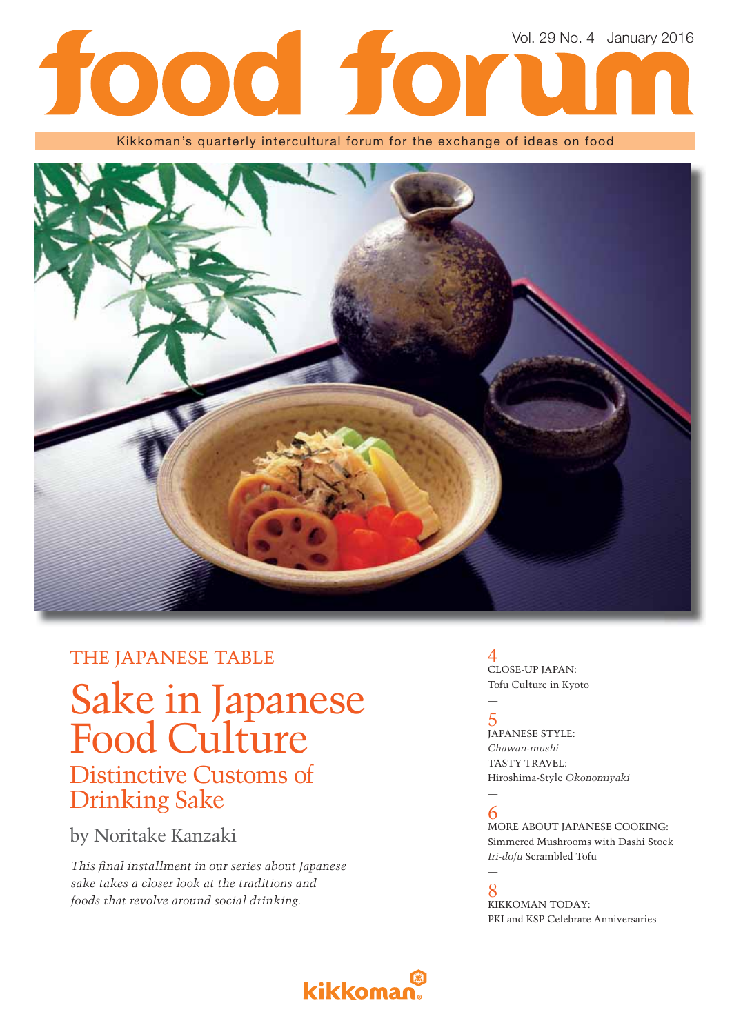# food forum

Vol. 29 No. 4 January 2016

Kikkoman's quarterly intercultural forum for the exchange of ideas on food

THE JAPANESE TABLE

## Sake in Japanese Food Culture

### Distinctive Customs of Drinking Sake

by Noritake Kanzaki

*This final installment in our series about Japanese sake takes a closer look at the traditions and foods that revolve around social drinking.*

4
CLOSE-UP JAPAN:
Tofu Culture in Kyoto

—

5
JAPANESE STYLE:
*Chawan-mushi*
TASTY TRAVEL:
Hiroshima-Style *Okonomiyaki*

—

6
MORE ABOUT JAPANESE COOKING:
Simmered Mushrooms with Dashi Stock
*Iri-dofu* Scrambled Tofu

—

8
KIKKOMAN TODAY:
PKI and KSP Celebrate Anniversaries

kikkoman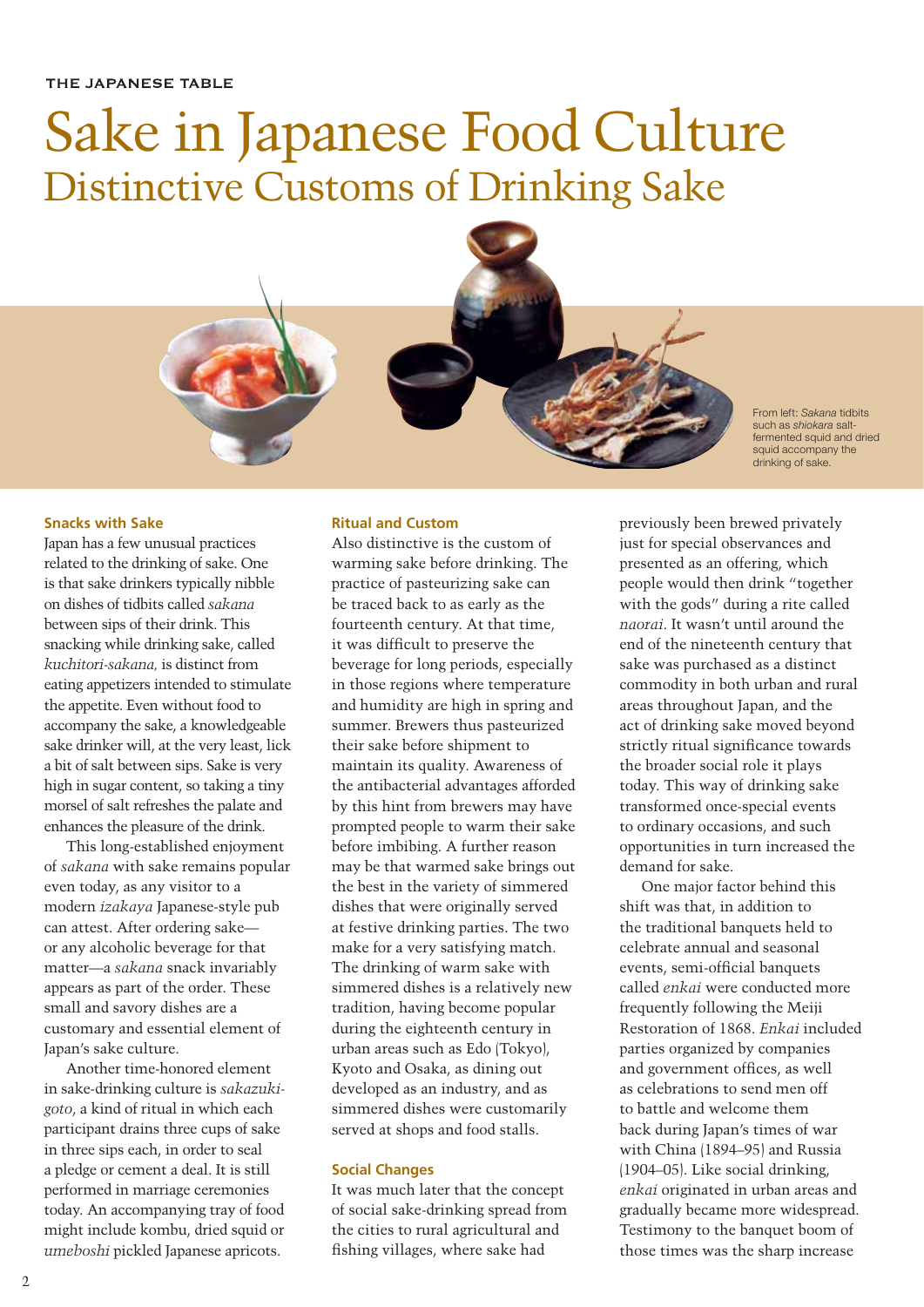THE JAPANESE TABLE

# Sake in Japanese Food Culture

## Distinctive Customs of Drinking Sake

From left: *Sakana* tidbits such as *shiokara* salt-fermented squid and dried squid accompany the drinking of sake.

### Snacks with Sake

Japan has a few unusual practices related to the drinking of sake. One is that sake drinkers typically nibble on dishes of tidbits called *sakana* between sips of their drink. This snacking while drinking sake, called *kuchitori-sakana,* is distinct from eating appetizers intended to stimulate the appetite. Even without food to accompany the sake, a knowledgeable sake drinker will, at the very least, lick a bit of salt between sips. Sake is very high in sugar content, so taking a tiny morsel of salt refreshes the palate and enhances the pleasure of the drink.

This long-established enjoyment of *sakana* with sake remains popular even today, as any visitor to a modern *izakaya* Japanese-style pub can attest. After ordering sake—or any alcoholic beverage for that matter—a *sakana* snack invariably appears as part of the order. These small and savory dishes are a customary and essential element of Japan's sake culture.

Another time-honored element in sake-drinking culture is *sakazuki-goto*, a kind of ritual in which each participant drains three cups of sake in three sips each, in order to seal a pledge or cement a deal. It is still performed in marriage ceremonies today. An accompanying tray of food might include kombu, dried squid or *umeboshi* pickled Japanese apricots.

### Ritual and Custom

Also distinctive is the custom of warming sake before drinking. The practice of pasteurizing sake can be traced back to as early as the fourteenth century. At that time, it was difficult to preserve the beverage for long periods, especially in those regions where temperature and humidity are high in spring and summer. Brewers thus pasteurized their sake before shipment to maintain its quality. Awareness of the antibacterial advantages afforded by this hint from brewers may have prompted people to warm their sake before imbibing. A further reason may be that warmed sake brings out the best in the variety of simmered dishes that were originally served at festive drinking parties. The two make for a very satisfying match. The drinking of warm sake with simmered dishes is a relatively new tradition, having become popular during the eighteenth century in urban areas such as Edo (Tokyo), Kyoto and Osaka, as dining out developed as an industry, and as simmered dishes were customarily served at shops and food stalls.

### Social Changes

It was much later that the concept of social sake-drinking spread from the cities to rural agricultural and fishing villages, where sake had previously been brewed privately just for special observances and presented as an offering, which people would then drink "together with the gods" during a rite called *naorai*. It wasn't until around the end of the nineteenth century that sake was purchased as a distinct commodity in both urban and rural areas throughout Japan, and the act of drinking sake moved beyond strictly ritual significance towards the broader social role it plays today. This way of drinking sake transformed once-special events to ordinary occasions, and such opportunities in turn increased the demand for sake.

One major factor behind this shift was that, in addition to the traditional banquets held to celebrate annual and seasonal events, semi-official banquets called *enkai* were conducted more frequently following the Meiji Restoration of 1868. *Enkai* included parties organized by companies and government offices, as well as celebrations to send men off to battle and welcome them back during Japan's times of war with China (1894–95) and Russia (1904–05). Like social drinking, *enkai* originated in urban areas and gradually became more widespread. Testimony to the banquet boom of those times was the sharp increase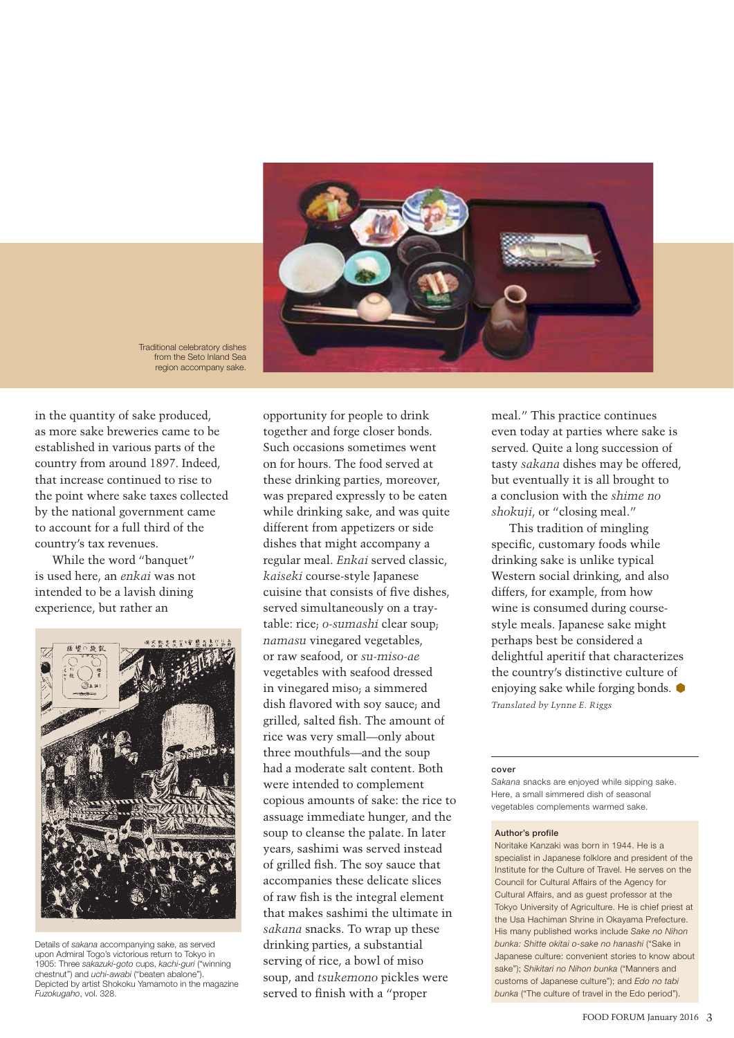Traditional celebratory dishes from the Seto Inland Sea region accompany sake.

in the quantity of sake produced, as more sake breweries came to be established in various parts of the country from around 1897. Indeed, that increase continued to rise to the point where sake taxes collected by the national government came to account for a full third of the country's tax revenues.

While the word "banquet" is used here, an *enkai* was not intended to be a lavish dining experience, but rather an opportunity for people to drink together and forge closer bonds. Such occasions sometimes went on for hours. The food served at these drinking parties, moreover, was prepared expressly to be eaten while drinking sake, and was quite different from appetizers or side dishes that might accompany a regular meal. *Enkai* served classic, *kaiseki* course-style Japanese cuisine that consists of five dishes, served simultaneously on a tray-table: rice; *o-sumashi* clear soup; *namasu* vinegared vegetables, or raw seafood, or *su-miso-ae* vegetables with seafood dressed in vinegared miso; a simmered dish flavored with soy sauce; and grilled, salted fish. The amount of rice was very small—only about three mouthfuls—and the soup had a moderate salt content. Both were intended to complement copious amounts of sake: the rice to assuage immediate hunger, and the soup to cleanse the palate. In later years, sashimi was served instead of grilled fish. The soy sauce that accompanies these delicate slices of raw fish is the integral element that makes sashimi the ultimate in *sakana* snacks. To wrap up these drinking parties, a substantial serving of rice, a bowl of miso soup, and *tsukemono* pickles were served to finish with a "proper meal." This practice continues even today at parties where sake is served. Quite a long succession of tasty *sakana* dishes may be offered, but eventually it is all brought to a conclusion with the *shime no shokuji*, or "closing meal."

This tradition of mingling specific, customary foods while drinking sake is unlike typical Western social drinking, and also differs, for example, from how wine is consumed during course-style meals. Japanese sake might perhaps best be considered a delightful aperitif that characterizes the country's distinctive culture of enjoying sake while forging bonds.

*Translated by Lynne E. Riggs*

Details of *sakana* accompanying sake, as served upon Admiral Togo's victorious return to Tokyo in 1905: Three *sakazuki-goto* cups, *kachi-guri* ("winning chestnut") and *uchi-awabi* ("beaten abalone"). Depicted by artist Shokoku Yamamoto in the magazine *Fuzokugaho*, vol. 328.

**cover**

*Sakana* snacks are enjoyed while sipping sake. Here, a small simmered dish of seasonal vegetables complements warmed sake.

**Author's profile**

Noritake Kanzaki was born in 1944. He is a specialist in Japanese folklore and president of the Institute for the Culture of Travel. He serves on the Council for Cultural Affairs of the Agency for Cultural Affairs, and as guest professor at the Tokyo University of Agriculture. He is chief priest at the Usa Hachiman Shrine in Okayama Prefecture. His many published works include *Sake no Nihon bunka: Shitte okitai o-sake no hanashi* ("Sake in Japanese culture: convenient stories to know about sake"); *Shikitari no Nihon bunka* ("Manners and customs of Japanese culture"); and *Edo no tabi bunka* ("The culture of travel in the Edo period").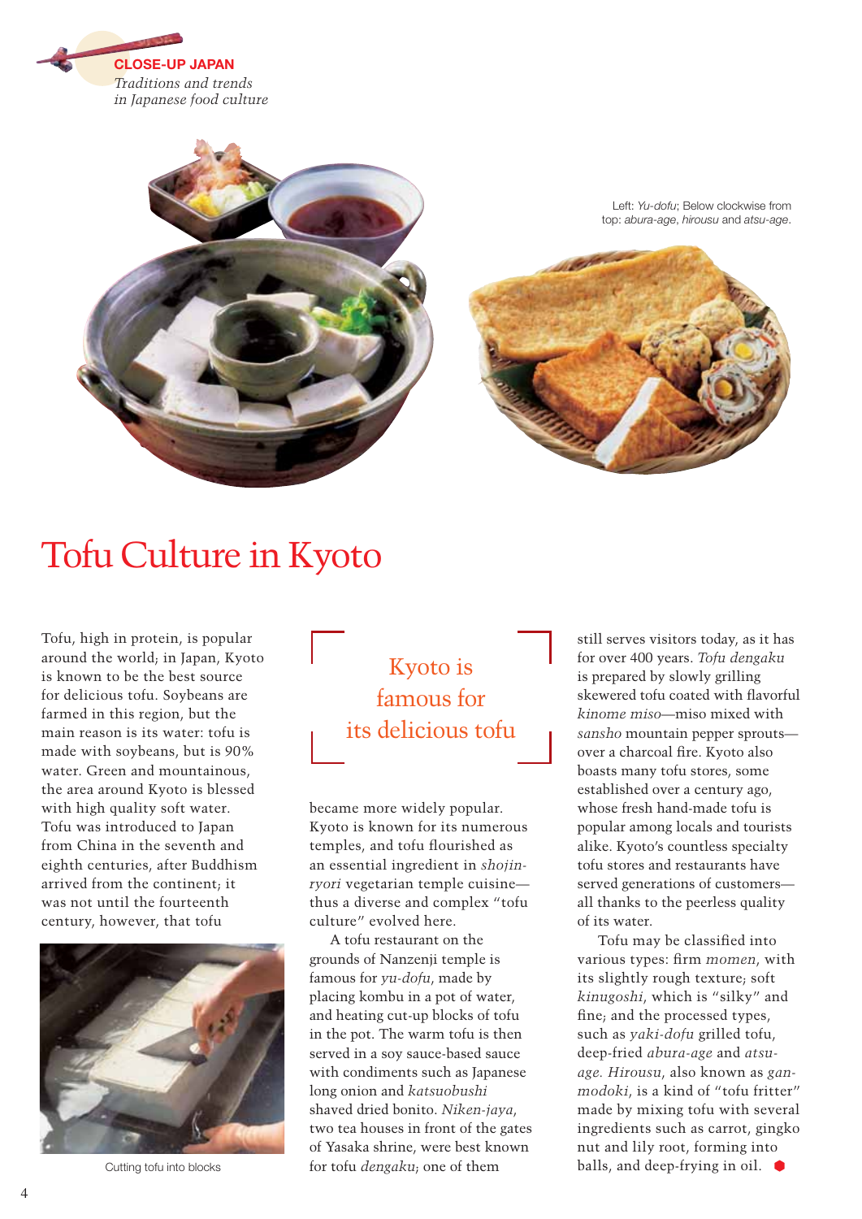**CLOSE-UP JAPAN**

*Traditions and trends in Japanese food culture*

Left: *Yu-dofu*; Below clockwise from top: *abura-age*, *hirousu* and *atsu-age*.

# Tofu Culture in Kyoto

Tofu, high in protein, is popular around the world; in Japan, Kyoto is known to be the best source for delicious tofu. Soybeans are farmed in this region, but the main reason is its water: tofu is made with soybeans, but is 90% water. Green and mountainous, the area around Kyoto is blessed with high quality soft water. Tofu was introduced to Japan from China in the seventh and eighth centuries, after Buddhism arrived from the continent; it was not until the fourteenth century, however, that tofu became more widely popular. Kyoto is known for its numerous temples, and tofu flourished as an essential ingredient in *shojin-ryori* vegetarian temple cuisine—thus a diverse and complex "tofu culture" evolved here.

Cutting tofu into blocks

> Kyoto is famous for its delicious tofu

A tofu restaurant on the grounds of Nanzenji temple is famous for *yu-dofu*, made by placing kombu in a pot of water, and heating cut-up blocks of tofu in the pot. The warm tofu is then served in a soy sauce-based sauce with condiments such as Japanese long onion and *katsuobushi* shaved dried bonito. *Niken-jaya*, two tea houses in front of the gates of Yasaka shrine, were best known for tofu *dengaku*; one of them still serves visitors today, as it has for over 400 years. *Tofu dengaku* is prepared by slowly grilling skewered tofu coated with flavorful *kinome miso*—miso mixed with *sansho* mountain pepper sprouts—over a charcoal fire. Kyoto also boasts many tofu stores, some established over a century ago, whose fresh hand-made tofu is popular among locals and tourists alike. Kyoto's countless specialty tofu stores and restaurants have served generations of customers—all thanks to the peerless quality of its water.

Tofu may be classified into various types: firm *momen*, with its slightly rough texture; soft *kinugoshi*, which is "silky" and fine; and the processed types, such as *yaki-dofu* grilled tofu, deep-fried *abura-age* and *atsu-age*. *Hirousu*, also known as *gan-modoki*, is a kind of "tofu fritter" made by mixing tofu with several ingredients such as carrot, gingko nut and lily root, forming into balls, and deep-frying in oil.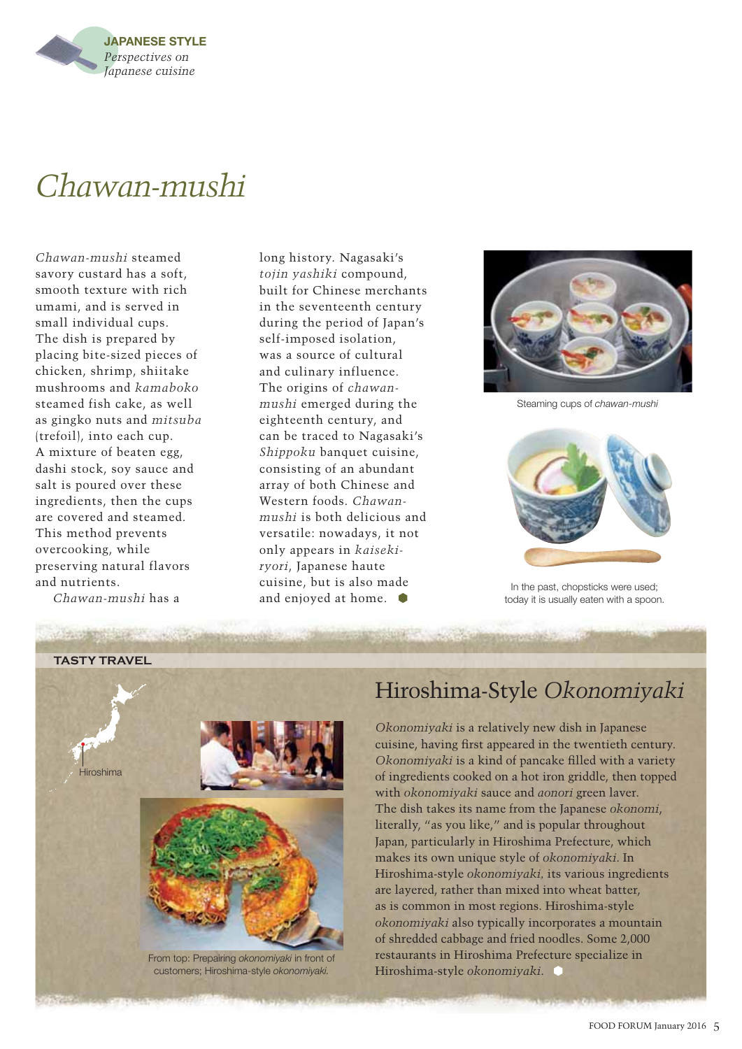JAPANESE STYLE
*Perspectives on Japanese cuisine*

# *Chawan-mushi*

*Chawan-mushi* steamed savory custard has a soft, smooth texture with rich umami, and is served in small individual cups. The dish is prepared by placing bite-sized pieces of chicken, shrimp, shiitake mushrooms and *kamaboko* steamed fish cake, as well as gingko nuts and *mitsuba* (trefoil), into each cup. A mixture of beaten egg, dashi stock, soy sauce and salt is poured over these ingredients, then the cups are covered and steamed. This method prevents overcooking, while preserving natural flavors and nutrients.

*Chawan-mushi* has a long history. Nagasaki's *tojin yashiki* compound, built for Chinese merchants in the seventeenth century during the period of Japan's self-imposed isolation, was a source of cultural and culinary influence. The origins of *chawan-mushi* emerged during the eighteenth century, and can be traced to Nagasaki's *Shippoku* banquet cuisine, consisting of an abundant array of both Chinese and Western foods. *Chawan-mushi* is both delicious and versatile: nowadays, it not only appears in *kaiseki-ryori*, Japanese haute cuisine, but is also made and enjoyed at home.

Steaming cups of *chawan-mushi*

In the past, chopsticks were used; today it is usually eaten with a spoon.

**TASTY TRAVEL**

Hiroshima

## Hiroshima-Style *Okonomiyaki*

*Okonomiyaki* is a relatively new dish in Japanese cuisine, having first appeared in the twentieth century. *Okonomiyaki* is a kind of pancake filled with a variety of ingredients cooked on a hot iron griddle, then topped with *okonomiyaki* sauce and *aonori* green laver. The dish takes its name from the Japanese *okonomi*, literally, "as you like," and is popular throughout Japan, particularly in Hiroshima Prefecture, which makes its own unique style of *okonomiyaki*. In Hiroshima-style *okonomiyaki*, its various ingredients are layered, rather than mixed into wheat batter, as is common in most regions. Hiroshima-style *okonomiyaki* also typically incorporates a mountain of shredded cabbage and fried noodles. Some 2,000 restaurants in Hiroshima Prefecture specialize in Hiroshima-style *okonomiyaki*.

From top: Preparing *okonomiyaki* in front of customers; Hiroshima-style *okonomiyaki*.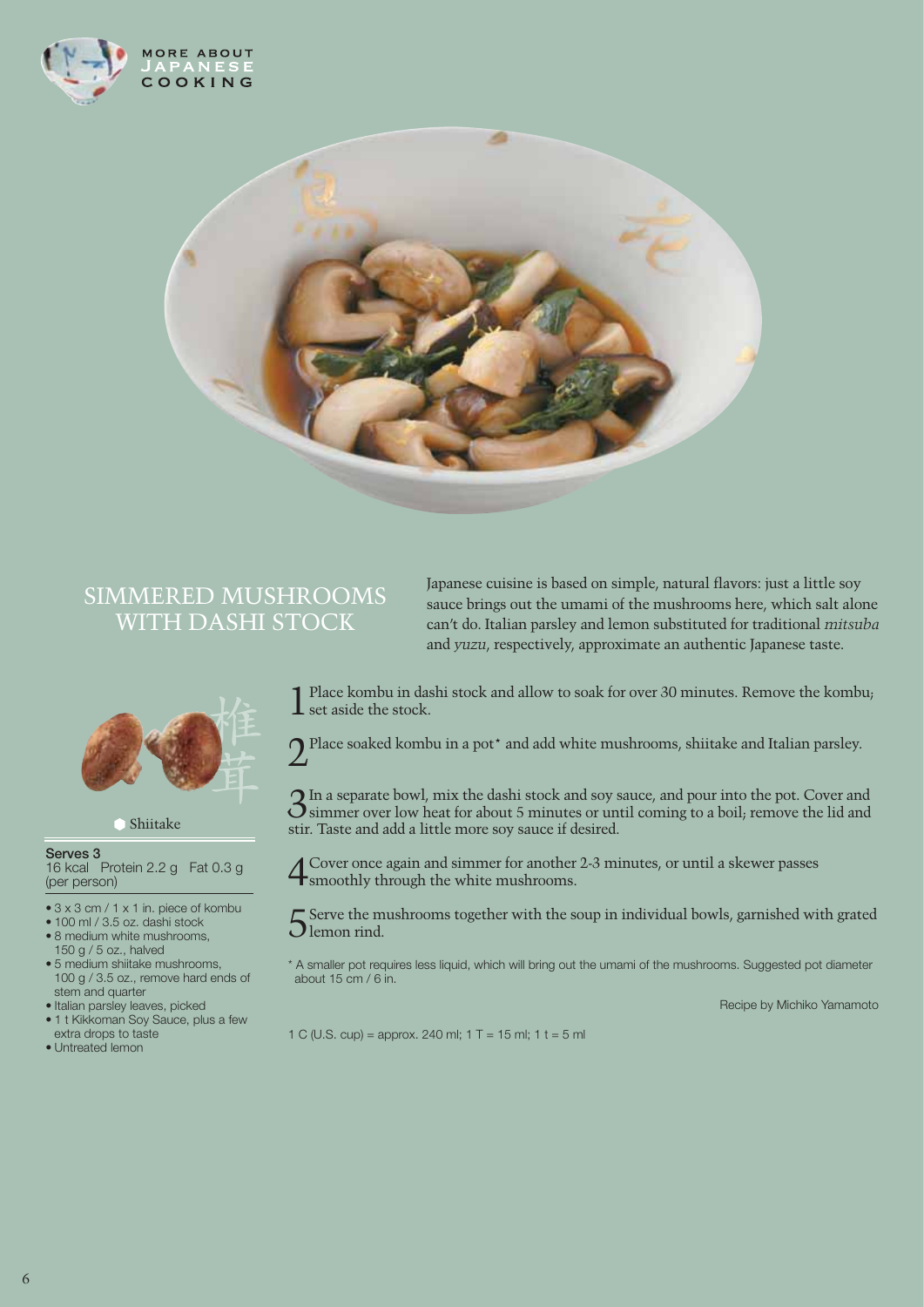# SIMMERED MUSHROOMS WITH DASHI STOCK

Japanese cuisine is based on simple, natural flavors: just a little soy sauce brings out the umami of the mushrooms here, which salt alone can't do. Italian parsley and lemon substituted for traditional *mitsuba* and *yuzu*, respectively, approximate an authentic Japanese taste.

椎茸

Shiitake

**Serves 3**
16 kcal Protein 2.2 g Fat 0.3 g (per person)

- 3 x 3 cm / 1 x 1 in. piece of kombu
- 100 ml / 3.5 oz. dashi stock
- 8 medium white mushrooms, 150 g / 5 oz., halved
- 5 medium shiitake mushrooms, 100 g / 3.5 oz., remove hard ends of stem and quarter
- Italian parsley leaves, picked
- 1 t Kikkoman Soy Sauce, plus a few extra drops to taste
- Untreated lemon

1. Place kombu in dashi stock and allow to soak for over 30 minutes. Remove the kombu; set aside the stock.
2. Place soaked kombu in a pot* and add white mushrooms, shiitake and Italian parsley.
3. In a separate bowl, mix the dashi stock and soy sauce, and pour into the pot. Cover and simmer over low heat for about 5 minutes or until coming to a boil; remove the lid and stir. Taste and add a little more soy sauce if desired.
4. Cover once again and simmer for another 2-3 minutes, or until a skewer passes smoothly through the white mushrooms.
5. Serve the mushrooms together with the soup in individual bowls, garnished with grated lemon rind.

\* A smaller pot requires less liquid, which will bring out the umami of the mushrooms. Suggested pot diameter about 15 cm / 6 in.

Recipe by Michiko Yamamoto

1 C (U.S. cup) = approx. 240 ml; 1 T = 15 ml; 1 t = 5 ml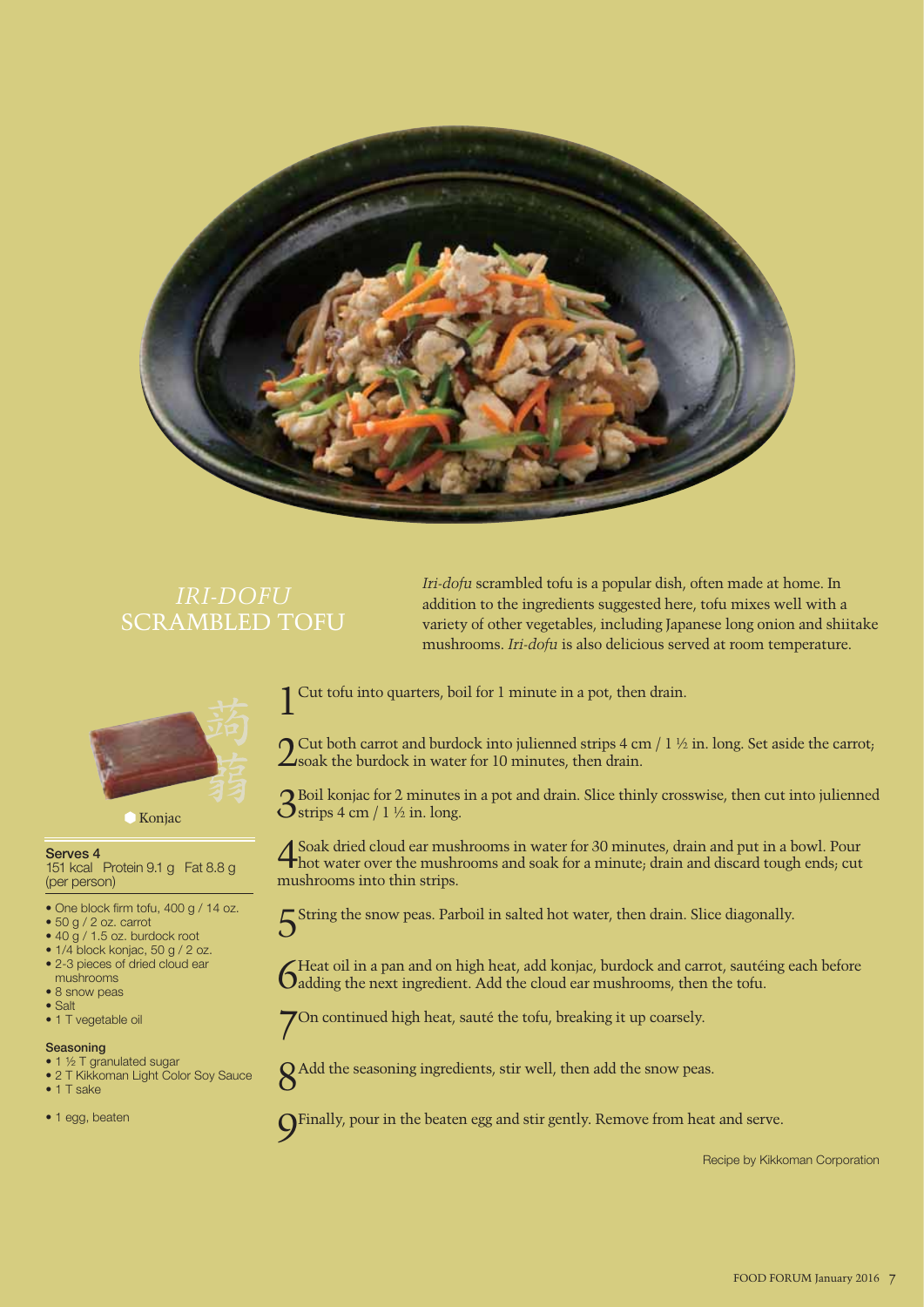# *IRI-DOFU* SCRAMBLED TOFU

*Iri-dofu* scrambled tofu is a popular dish, often made at home. In addition to the ingredients suggested here, tofu mixes well with a variety of other vegetables, including Japanese long onion and shiitake mushrooms. *Iri-dofu* is also delicious served at room temperature.

蒟蒻

Konjac

**Serves 4**
151 kcal  Protein 9.1 g  Fat 8.8 g
(per person)

- One block firm tofu, 400 g / 14 oz.
- 50 g / 2 oz. carrot
- 40 g / 1.5 oz. burdock root
- 1/4 block konjac, 50 g / 2 oz.
- 2-3 pieces of dried cloud ear mushrooms
- 8 snow peas
- Salt
- 1 T vegetable oil

**Seasoning**
- 1 ½ T granulated sugar
- 2 T Kikkoman Light Color Soy Sauce
- 1 T sake

- 1 egg, beaten

1 Cut tofu into quarters, boil for 1 minute in a pot, then drain.

2 Cut both carrot and burdock into julienned strips 4 cm / 1 ½ in. long. Set aside the carrot; soak the burdock in water for 10 minutes, then drain.

3 Boil konjac for 2 minutes in a pot and drain. Slice thinly crosswise, then cut into julienned strips 4 cm / 1 ½ in. long.

4 Soak dried cloud ear mushrooms in water for 30 minutes, drain and put in a bowl. Pour hot water over the mushrooms and soak for a minute; drain and discard tough ends; cut mushrooms into thin strips.

5 String the snow peas. Parboil in salted hot water, then drain. Slice diagonally.

6 Heat oil in a pan and on high heat, add konjac, burdock and carrot, sautéing each before adding the next ingredient. Add the cloud ear mushrooms, then the tofu.

7 On continued high heat, sauté the tofu, breaking it up coarsely.

8 Add the seasoning ingredients, stir well, then add the snow peas.

9 Finally, pour in the beaten egg and stir gently. Remove from heat and serve.

Recipe by Kikkoman Corporation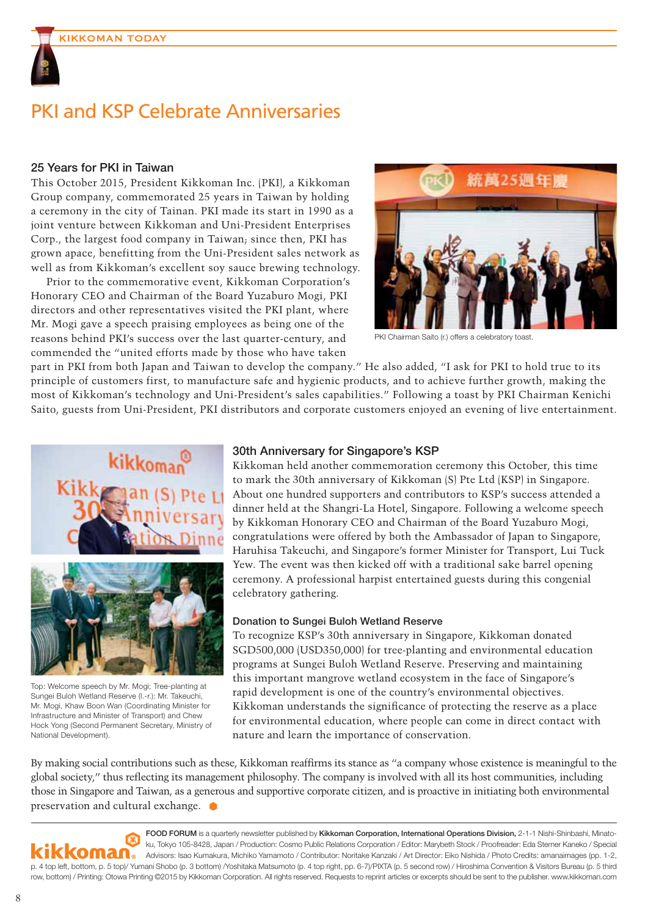# PKI and KSP Celebrate Anniversaries

## 25 Years for PKI in Taiwan

This October 2015, President Kikkoman Inc. (PKI), a Kikkoman Group company, commemorated 25 years in Taiwan by holding a ceremony in the city of Tainan. PKI made its start in 1990 as a joint venture between Kikkoman and Uni-President Enterprises Corp., the largest food company in Taiwan; since then, PKI has grown apace, benefitting from the Uni-President sales network as well as from Kikkoman's excellent soy sauce brewing technology.

Prior to the commemorative event, Kikkoman Corporation's Honorary CEO and Chairman of the Board Yuzaburo Mogi, PKI directors and other representatives visited the PKI plant, where Mr. Mogi gave a speech praising employees as being one of the reasons behind PKI's success over the last quarter-century, and commended the "united efforts made by those who have taken part in PKI from both Japan and Taiwan to develop the company." He also added, "I ask for PKI to hold true to its principle of customers first, to manufacture safe and hygienic products, and to achieve further growth, making the most of Kikkoman's technology and Uni-President's sales capabilities." Following a toast by PKI Chairman Kenichi Saito, guests from Uni-President, PKI distributors and corporate customers enjoyed an evening of live entertainment.

PKI Chairman Saito (r.) offers a celebratory toast.

## 30th Anniversary for Singapore's KSP

Kikkoman held another commemoration ceremony this October, this time to mark the 30th anniversary of Kikkoman (S) Pte Ltd (KSP) in Singapore. About one hundred supporters and contributors to KSP's success attended a dinner held at the Shangri-La Hotel, Singapore. Following a welcome speech by Kikkoman Honorary CEO and Chairman of the Board Yuzaburo Mogi, congratulations were offered by both the Ambassador of Japan to Singapore, Haruhisa Takeuchi, and Singapore's former Minister for Transport, Lui Tuck Yew. The event was then kicked off with a traditional sake barrel opening ceremony. A professional harpist entertained guests during this congenial celebratory gathering.

## Donation to Sungei Buloh Wetland Reserve

To recognize KSP's 30th anniversary in Singapore, Kikkoman donated SGD500,000 (USD350,000) for tree-planting and environmental education programs at Sungei Buloh Wetland Reserve. Preserving and maintaining this important mangrove wetland ecosystem in the face of Singapore's rapid development is one of the country's environmental objectives. Kikkoman understands the significance of protecting the reserve as a place for environmental education, where people can come in direct contact with nature and learn the importance of conservation.

Top: Welcome speech by Mr. Mogi; Tree-planting at Sungei Buloh Wetland Reserve (l.-r.): Mr. Takeuchi, Mr. Mogi, Khaw Boon Wan (Coordinating Minister for Infrastructure and Minister of Transport) and Chew Hock Yong (Second Permanent Secretary, Ministry of National Development).

By making social contributions such as these, Kikkoman reaffirms its stance as "a company whose existence is meaningful to the global society," thus reflecting its management philosophy. The company is involved with all its host communities, including those in Singapore and Taiwan, as a generous and supportive corporate citizen, and is proactive in initiating both environmental preservation and cultural exchange.

---

**FOOD FORUM** is a quarterly newsletter published by **Kikkoman Corporation, International Operations Division,** 2-1-1 Nishi-Shinbashi, Minato-ku, Tokyo 105-8428, Japan / Production: Cosmo Public Relations Corporation / Editor: Marybeth Stock / Proofreader: Eda Sterner Kaneko / Special Advisors: Isao Kumakura, Michiko Yamamoto / Contributor: Noritake Kanzaki / Art Director: Eiko Nishida / Photo Credits: amanaimages (pp. 1-2, p. 4 top left, bottom, p. 5 top)/ Yumani Shobo (p. 3 bottom) /Yoshitaka Matsumoto (p. 4 top right, pp. 6-7)/PIXTA (p. 5 second row) / Hiroshima Convention & Visitors Bureau (p. 5 third row, bottom) / Printing: Otowa Printing ©2015 by Kikkoman Corporation. All rights reserved. Requests to reprint articles or excerpts should be sent to the publisher. www.kikkoman.com